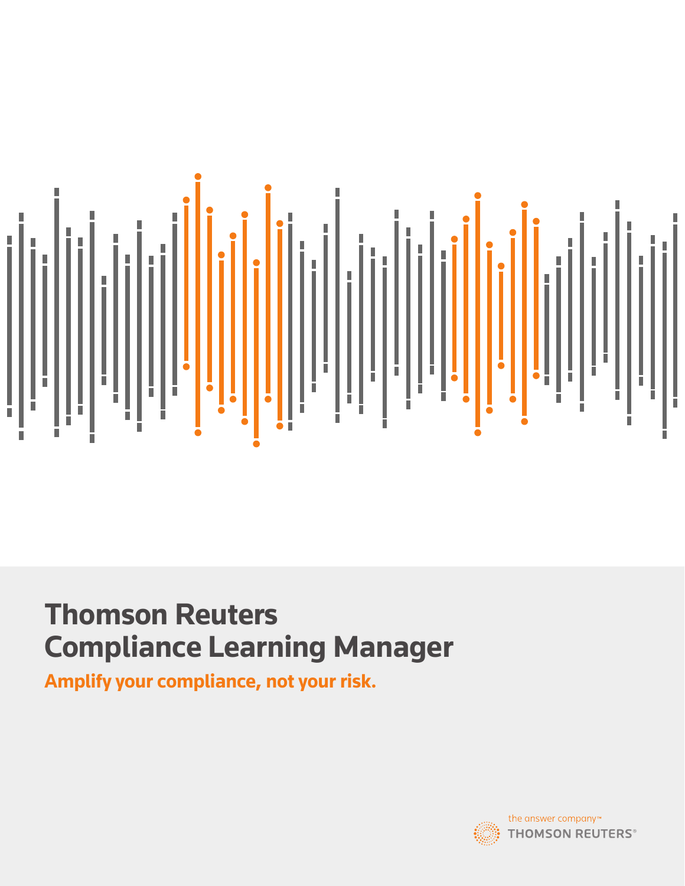# Thomson Reuters Compliance Learning Manager

**Amplify your compliance, not your risk.**

the answer company™
THOMSON REUTERS®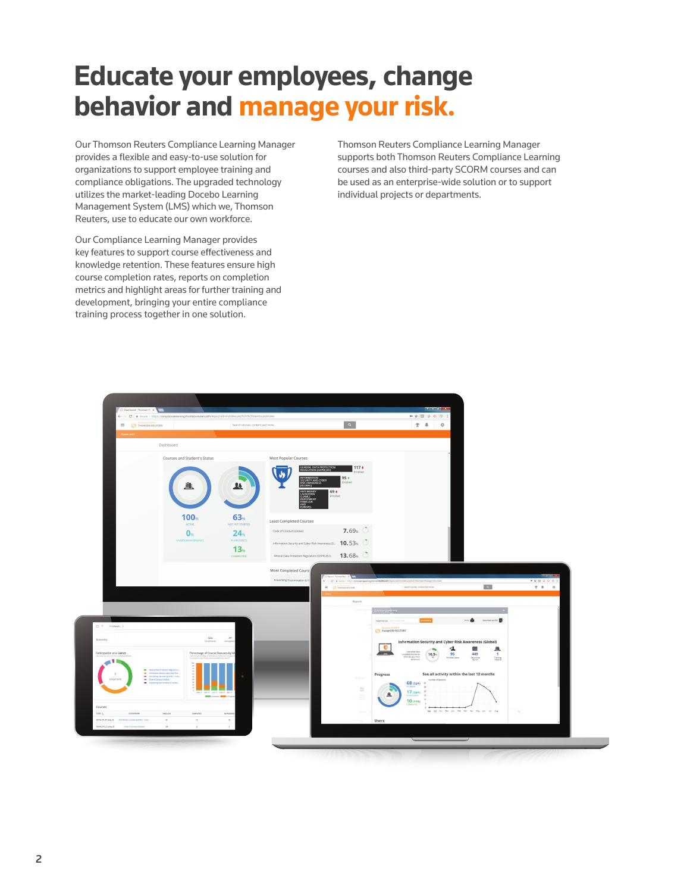# Educate your employees, change behavior and manage your risk.

Our Thomson Reuters Compliance Learning Manager provides a flexible and easy-to-use solution for organizations to support employee training and compliance obligations. The upgraded technology utilizes the market-leading Docebo Learning Management System (LMS) which we, Thomson Reuters, use to educate our own workforce.

Our Compliance Learning Manager provides key features to support course effectiveness and knowledge retention. These features ensure high course completion rates, reports on completion metrics and highlight areas for further training and development, bringing your entire compliance training process together in one solution.

Thomson Reuters Compliance Learning Manager supports both Thomson Reuters Compliance Learning courses and also third-party SCORM courses and can be used as an enterprise-wide solution or to support individual projects or departments.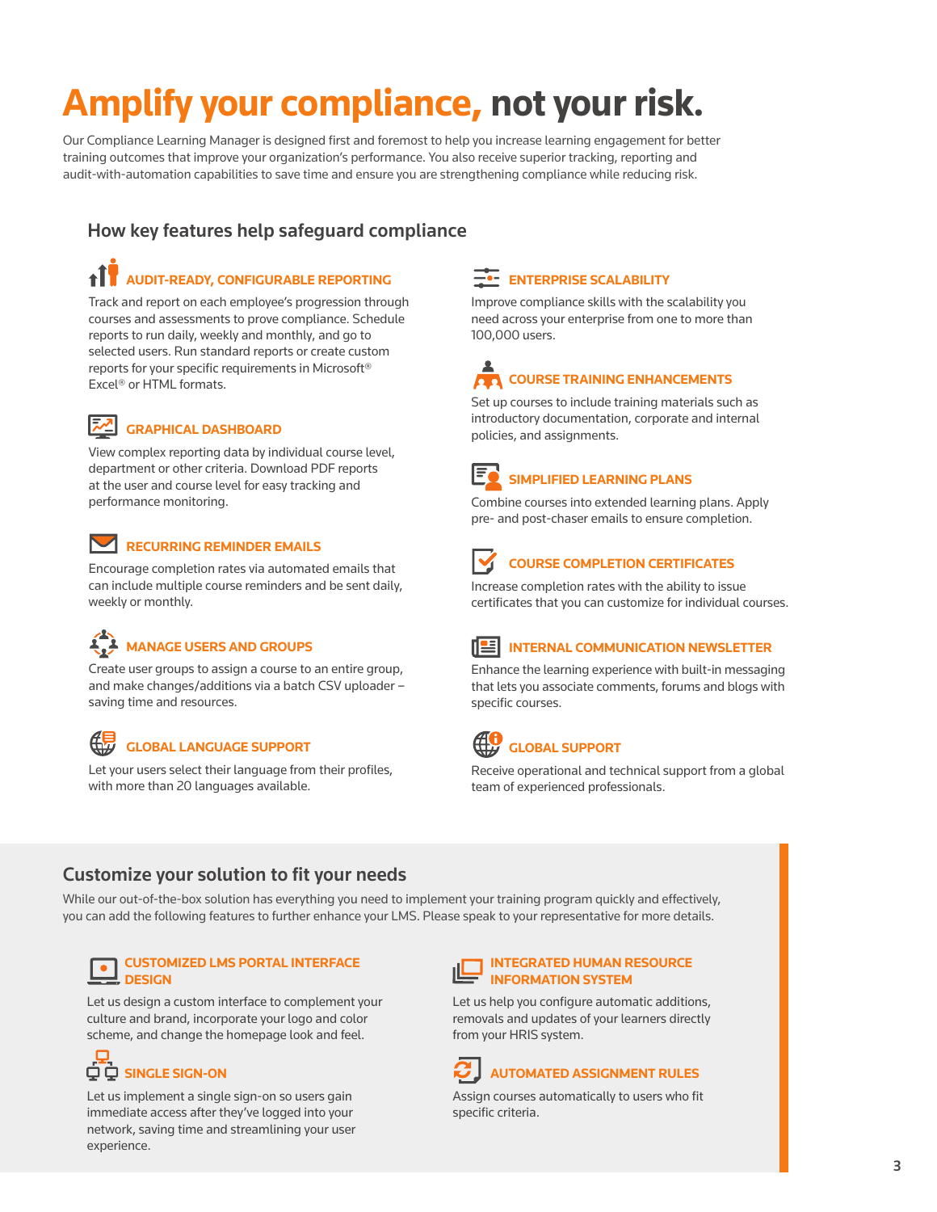# Amplify your compliance, not your risk.

Our Compliance Learning Manager is designed first and foremost to help you increase learning engagement for better training outcomes that improve your organization's performance. You also receive superior tracking, reporting and audit-with-automation capabilities to save time and ensure you are strengthening compliance while reducing risk.

## How key features help safeguard compliance

### AUDIT-READY, CONFIGURABLE REPORTING

Track and report on each employee's progression through courses and assessments to prove compliance. Schedule reports to run daily, weekly and monthly, and go to selected users. Run standard reports or create custom reports for your specific requirements in Microsoft® Excel® or HTML formats.

### GRAPHICAL DASHBOARD

View complex reporting data by individual course level, department or other criteria. Download PDF reports at the user and course level for easy tracking and performance monitoring.

### RECURRING REMINDER EMAILS

Encourage completion rates via automated emails that can include multiple course reminders and be sent daily, weekly or monthly.

### MANAGE USERS AND GROUPS

Create user groups to assign a course to an entire group, and make changes/additions via a batch CSV uploader – saving time and resources.

### GLOBAL LANGUAGE SUPPORT

Let your users select their language from their profiles, with more than 20 languages available.

### ENTERPRISE SCALABILITY

Improve compliance skills with the scalability you need across your enterprise from one to more than 100,000 users.

### COURSE TRAINING ENHANCEMENTS

Set up courses to include training materials such as introductory documentation, corporate and internal policies, and assignments.

### SIMPLIFIED LEARNING PLANS

Combine courses into extended learning plans. Apply pre- and post-chaser emails to ensure completion.

### COURSE COMPLETION CERTIFICATES

Increase completion rates with the ability to issue certificates that you can customize for individual courses.

### INTERNAL COMMUNICATION NEWSLETTER

Enhance the learning experience with built-in messaging that lets you associate comments, forums and blogs with specific courses.

### GLOBAL SUPPORT

Receive operational and technical support from a global team of experienced professionals.

## Customize your solution to fit your needs

While our out-of-the-box solution has everything you need to implement your training program quickly and effectively, you can add the following features to further enhance your LMS. Please speak to your representative for more details.

### CUSTOMIZED LMS PORTAL INTERFACE DESIGN

Let us design a custom interface to complement your culture and brand, incorporate your logo and color scheme, and change the homepage look and feel.

### SINGLE SIGN-ON

Let us implement a single sign-on so users gain immediate access after they've logged into your network, saving time and streamlining your user experience.

### INTEGRATED HUMAN RESOURCE INFORMATION SYSTEM

Let us help you configure automatic additions, removals and updates of your learners directly from your HRIS system.

### AUTOMATED ASSIGNMENT RULES

Assign courses automatically to users who fit specific criteria.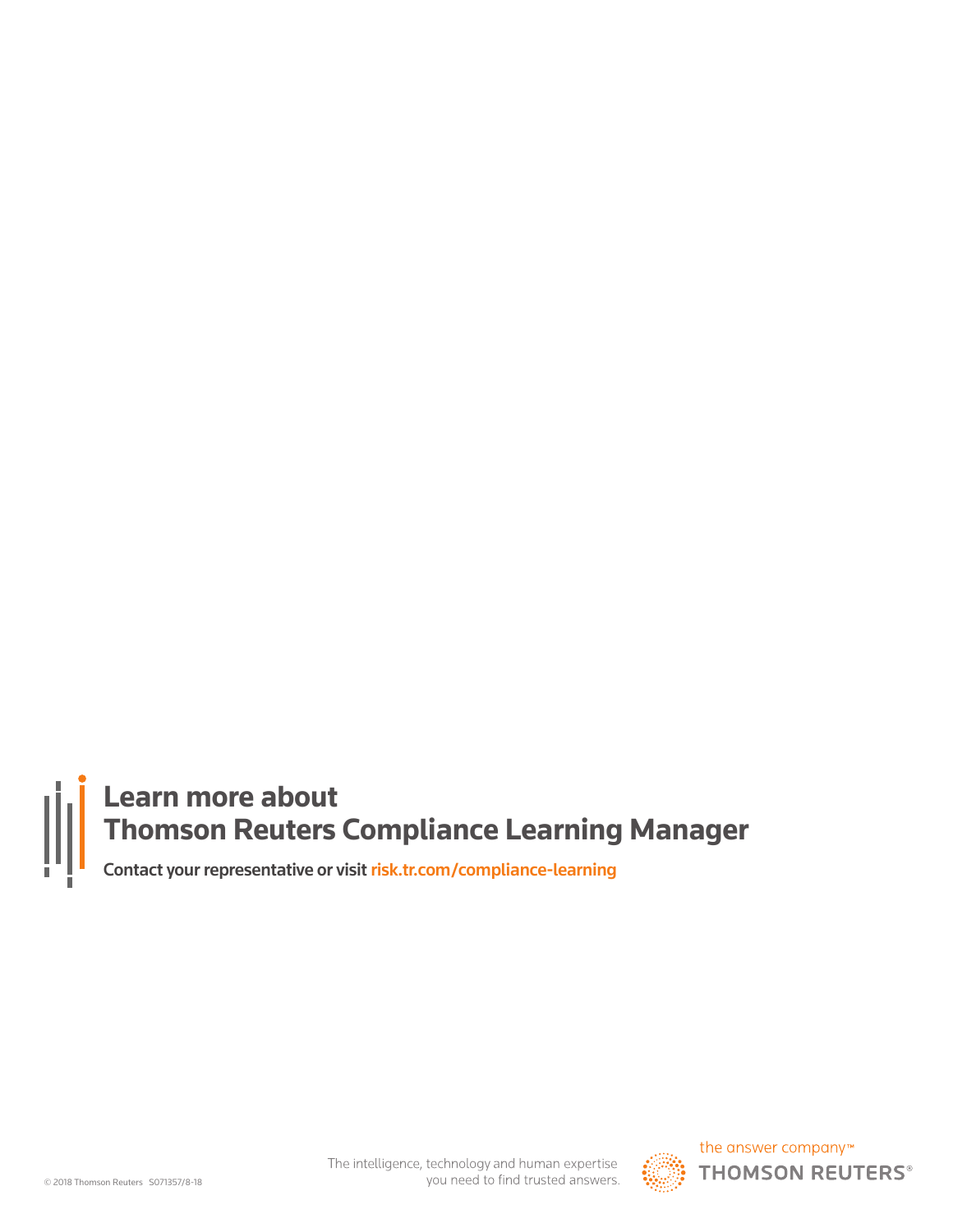## Learn more about Thomson Reuters Compliance Learning Manager

**Contact your representative or visit risk.tr.com/compliance-learning**

© 2018 Thomson Reuters S071357/8-18

The intelligence, technology and human expertise you need to find trusted answers.

the answer company™
THOMSON REUTERS®